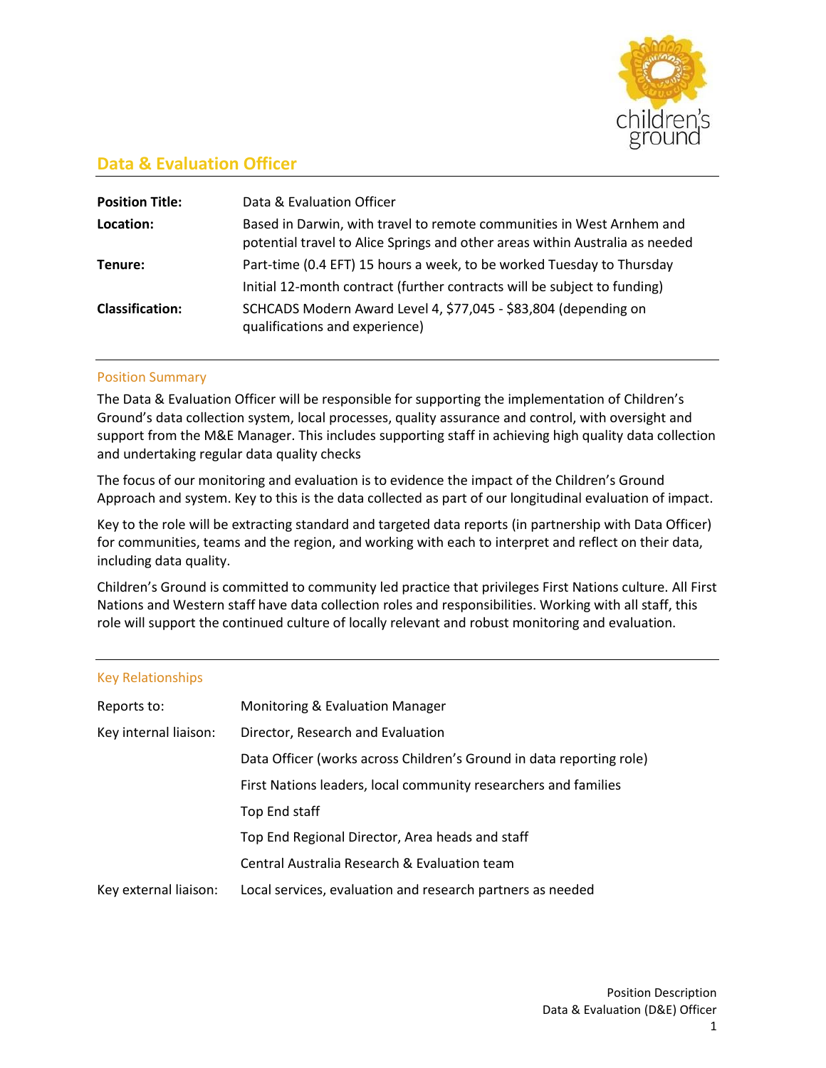# Data & Evaluation Officer

| | |
|---|---|
| **Position Title:** | Data & Evaluation Officer |
| **Location:** | Based in Darwin, with travel to remote communities in West Arnhem and potential travel to Alice Springs and other areas within Australia as needed |
| **Tenure:** | Part-time (0.4 EFT) 15 hours a week, to be worked Tuesday to Thursday |
| | Initial 12-month contract (further contracts will be subject to funding) |
| **Classification:** | SCHCADS Modern Award Level 4, $77,045 - $83,804 (depending on qualifications and experience) |

## Position Summary

The Data & Evaluation Officer will be responsible for supporting the implementation of Children's Ground's data collection system, local processes, quality assurance and control, with oversight and support from the M&E Manager. This includes supporting staff in achieving high quality data collection and undertaking regular data quality checks

The focus of our monitoring and evaluation is to evidence the impact of the Children's Ground Approach and system. Key to this is the data collected as part of our longitudinal evaluation of impact.

Key to the role will be extracting standard and targeted data reports (in partnership with Data Officer) for communities, teams and the region, and working with each to interpret and reflect on their data, including data quality.

Children's Ground is committed to community led practice that privileges First Nations culture. All First Nations and Western staff have data collection roles and responsibilities. Working with all staff, this role will support the continued culture of locally relevant and robust monitoring and evaluation.

## Key Relationships

| | |
|---|---|
| Reports to: | Monitoring & Evaluation Manager |
| Key internal liaison: | Director, Research and Evaluation |
| | Data Officer (works across Children's Ground in data reporting role) |
| | First Nations leaders, local community researchers and families |
| | Top End staff |
| | Top End Regional Director, Area heads and staff |
| | Central Australia Research & Evaluation team |
| Key external liaison: | Local services, evaluation and research partners as needed |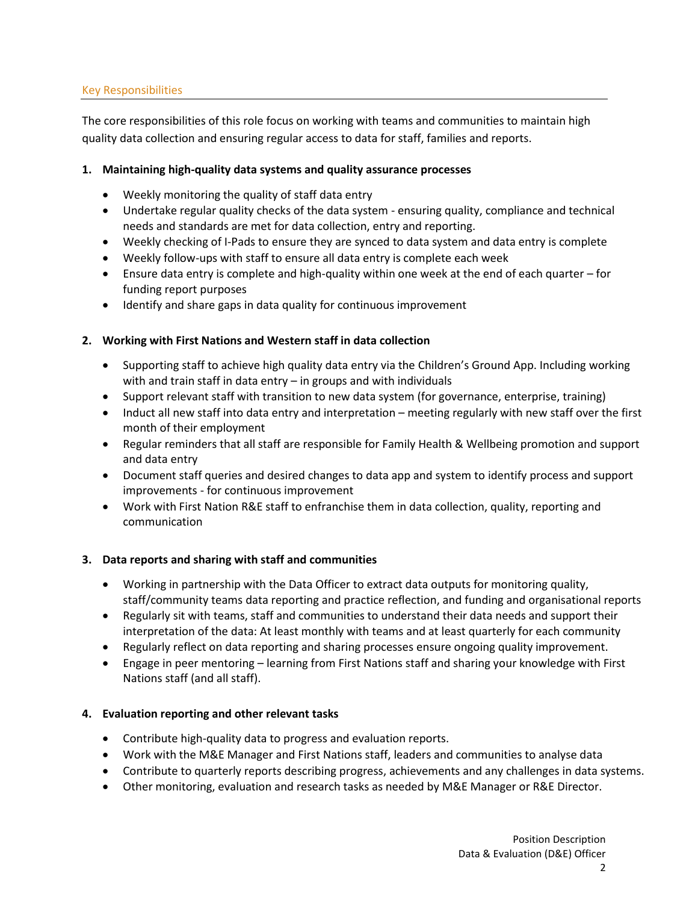## Key Responsibilities

The core responsibilities of this role focus on working with teams and communities to maintain high quality data collection and ensuring regular access to data for staff, families and reports.

**1. Maintaining high-quality data systems and quality assurance processes**

- Weekly monitoring the quality of staff data entry
- Undertake regular quality checks of the data system - ensuring quality, compliance and technical needs and standards are met for data collection, entry and reporting.
- Weekly checking of I-Pads to ensure they are synced to data system and data entry is complete
- Weekly follow-ups with staff to ensure all data entry is complete each week
- Ensure data entry is complete and high-quality within one week at the end of each quarter – for funding report purposes
- Identify and share gaps in data quality for continuous improvement

**2. Working with First Nations and Western staff in data collection**

- Supporting staff to achieve high quality data entry via the Children's Ground App. Including working with and train staff in data entry – in groups and with individuals
- Support relevant staff with transition to new data system (for governance, enterprise, training)
- Induct all new staff into data entry and interpretation – meeting regularly with new staff over the first month of their employment
- Regular reminders that all staff are responsible for Family Health & Wellbeing promotion and support and data entry
- Document staff queries and desired changes to data app and system to identify process and support improvements - for continuous improvement
- Work with First Nation R&E staff to enfranchise them in data collection, quality, reporting and communication

**3. Data reports and sharing with staff and communities**

- Working in partnership with the Data Officer to extract data outputs for monitoring quality, staff/community teams data reporting and practice reflection, and funding and organisational reports
- Regularly sit with teams, staff and communities to understand their data needs and support their interpretation of the data: At least monthly with teams and at least quarterly for each community
- Regularly reflect on data reporting and sharing processes ensure ongoing quality improvement.
- Engage in peer mentoring – learning from First Nations staff and sharing your knowledge with First Nations staff (and all staff).

**4. Evaluation reporting and other relevant tasks**

- Contribute high-quality data to progress and evaluation reports.
- Work with the M&E Manager and First Nations staff, leaders and communities to analyse data
- Contribute to quarterly reports describing progress, achievements and any challenges in data systems.
- Other monitoring, evaluation and research tasks as needed by M&E Manager or R&E Director.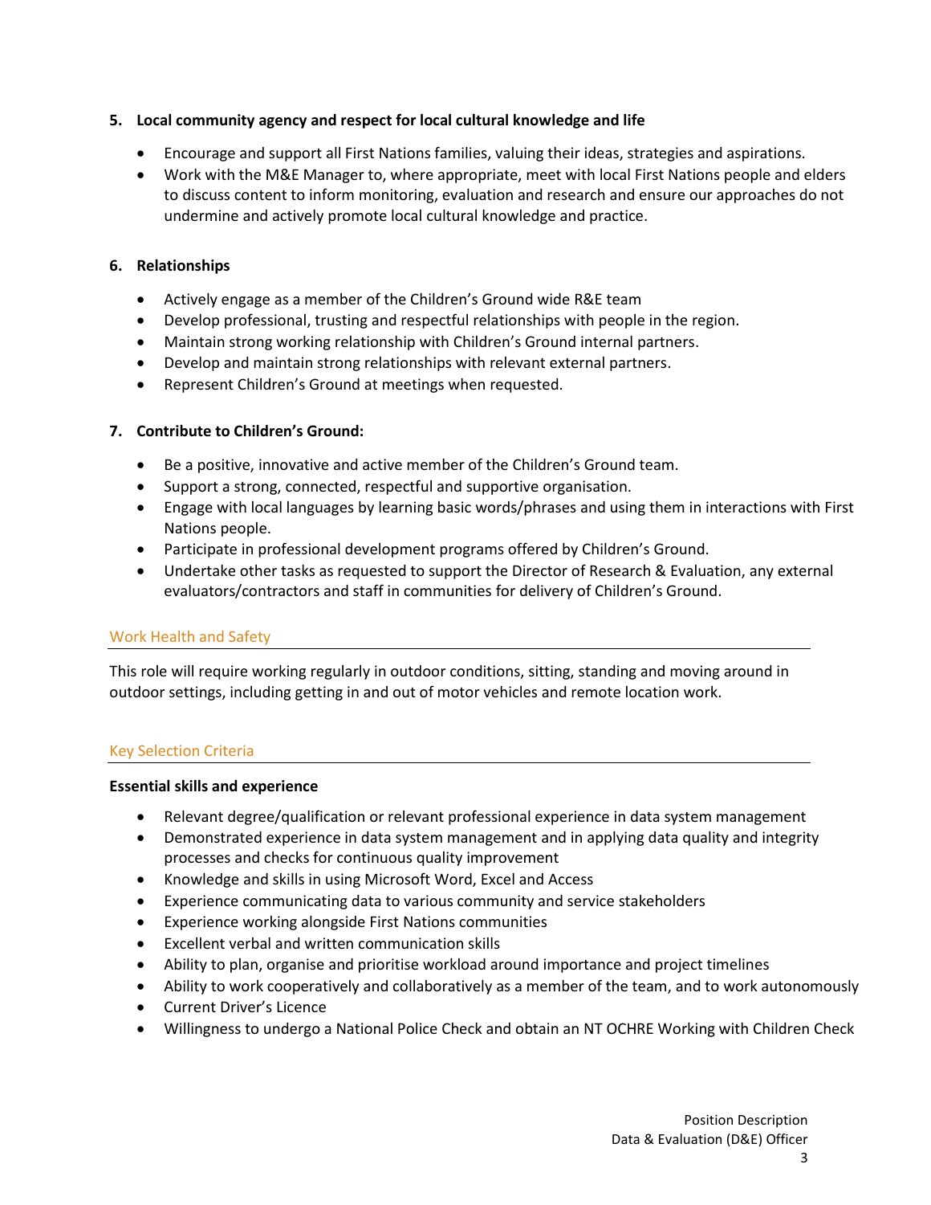**5. Local community agency and respect for local cultural knowledge and life**

- Encourage and support all First Nations families, valuing their ideas, strategies and aspirations.
- Work with the M&E Manager to, where appropriate, meet with local First Nations people and elders to discuss content to inform monitoring, evaluation and research and ensure our approaches do not undermine and actively promote local cultural knowledge and practice.

**6. Relationships**

- Actively engage as a member of the Children's Ground wide R&E team
- Develop professional, trusting and respectful relationships with people in the region.
- Maintain strong working relationship with Children's Ground internal partners.
- Develop and maintain strong relationships with relevant external partners.
- Represent Children's Ground at meetings when requested.

**7. Contribute to Children's Ground:**

- Be a positive, innovative and active member of the Children's Ground team.
- Support a strong, connected, respectful and supportive organisation.
- Engage with local languages by learning basic words/phrases and using them in interactions with First Nations people.
- Participate in professional development programs offered by Children's Ground.
- Undertake other tasks as requested to support the Director of Research & Evaluation, any external evaluators/contractors and staff in communities for delivery of Children's Ground.

## Work Health and Safety

This role will require working regularly in outdoor conditions, sitting, standing and moving around in outdoor settings, including getting in and out of motor vehicles and remote location work.

## Key Selection Criteria

**Essential skills and experience**

- Relevant degree/qualification or relevant professional experience in data system management
- Demonstrated experience in data system management and in applying data quality and integrity processes and checks for continuous quality improvement
- Knowledge and skills in using Microsoft Word, Excel and Access
- Experience communicating data to various community and service stakeholders
- Experience working alongside First Nations communities
- Excellent verbal and written communication skills
- Ability to plan, organise and prioritise workload around importance and project timelines
- Ability to work cooperatively and collaboratively as a member of the team, and to work autonomously
- Current Driver's Licence
- Willingness to undergo a National Police Check and obtain an NT OCHRE Working with Children Check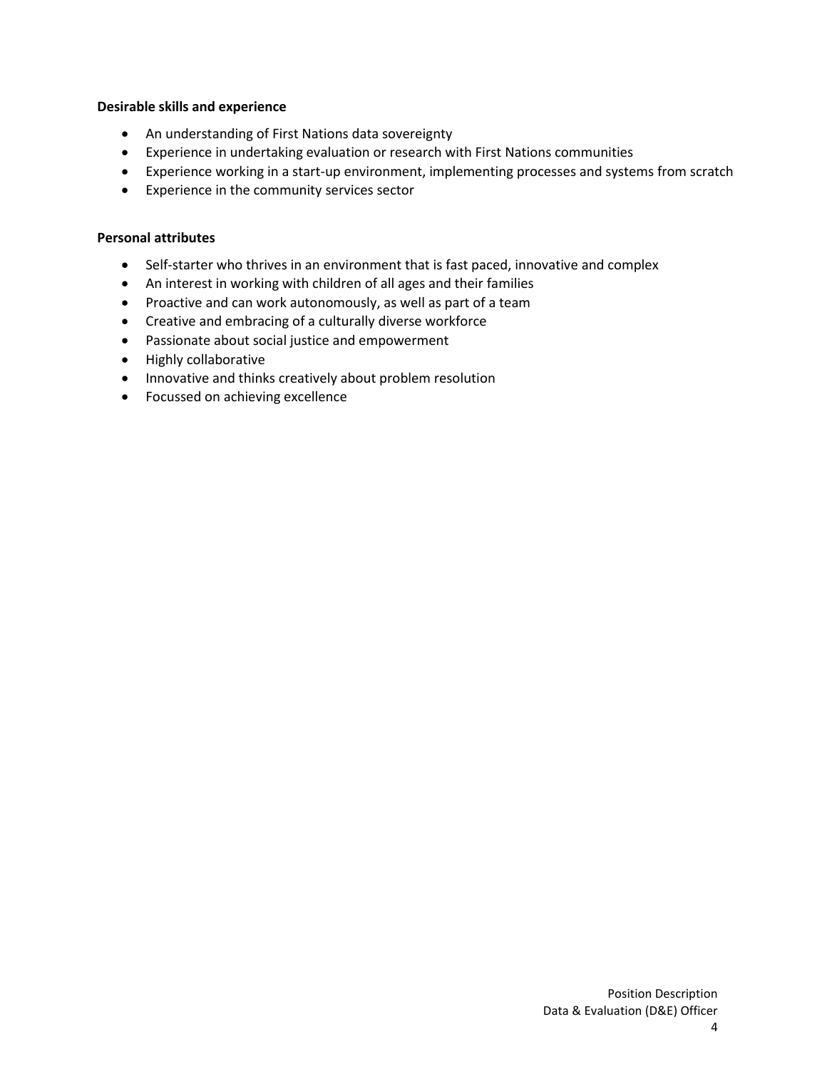**Desirable skills and experience**

- An understanding of First Nations data sovereignty
- Experience in undertaking evaluation or research with First Nations communities
- Experience working in a start-up environment, implementing processes and systems from scratch
- Experience in the community services sector

**Personal attributes**

- Self-starter who thrives in an environment that is fast paced, innovative and complex
- An interest in working with children of all ages and their families
- Proactive and can work autonomously, as well as part of a team
- Creative and embracing of a culturally diverse workforce
- Passionate about social justice and empowerment
- Highly collaborative
- Innovative and thinks creatively about problem resolution
- Focussed on achieving excellence